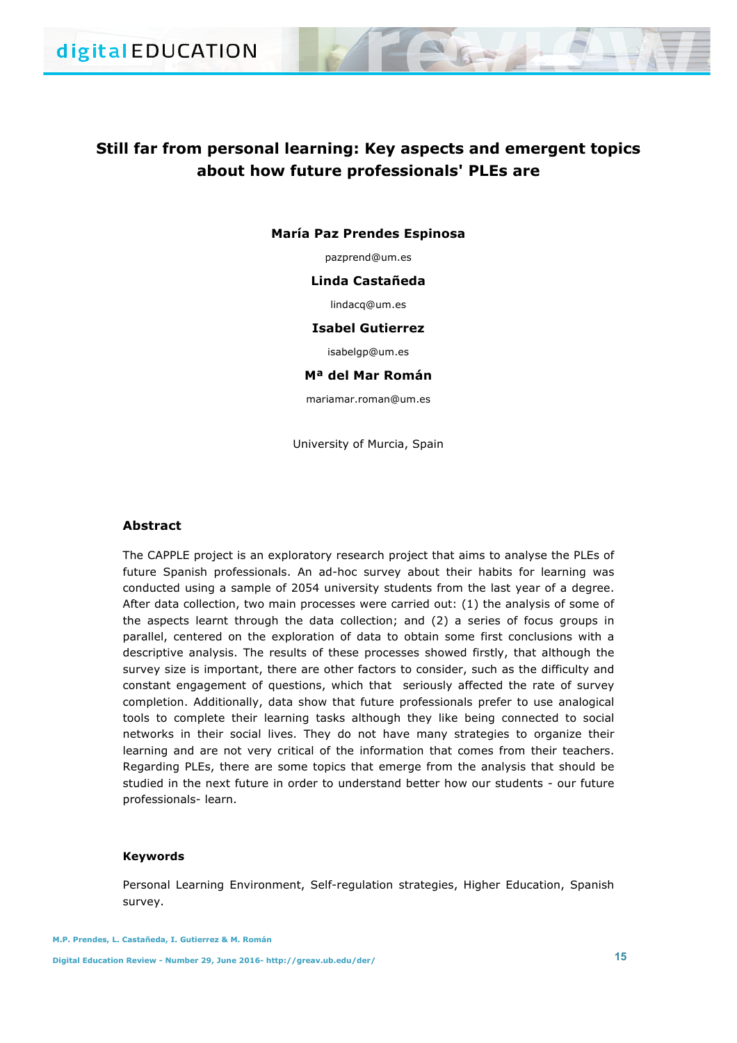# Still far from personal learning: Key aspects and emergent topics about how future professionals' PLEs are

**María Paz Prendes Espinosa**

pazprend@um.es

**Linda Castañeda**

lindacq@um.es

**Isabel Gutierrez**

isabelgp@um.es

**Mª del Mar Román**

mariamar.roman@um.es

University of Murcia, Spain

## Abstract

The CAPPLE project is an exploratory research project that aims to analyse the PLEs of future Spanish professionals. An ad-hoc survey about their habits for learning was conducted using a sample of 2054 university students from the last year of a degree. After data collection, two main processes were carried out: (1) the analysis of some of the aspects learnt through the data collection; and (2) a series of focus groups in parallel, centered on the exploration of data to obtain some first conclusions with a descriptive analysis. The results of these processes showed firstly, that although the survey size is important, there are other factors to consider, such as the difficulty and constant engagement of questions, which that seriously affected the rate of survey completion. Additionally, data show that future professionals prefer to use analogical tools to complete their learning tasks although they like being connected to social networks in their social lives. They do not have many strategies to organize their learning and are not very critical of the information that comes from their teachers. Regarding PLEs, there are some topics that emerge from the analysis that should be studied in the next future in order to understand better how our students - our future professionals- learn.

## Keywords

Personal Learning Environment, Self-regulation strategies, Higher Education, Spanish survey.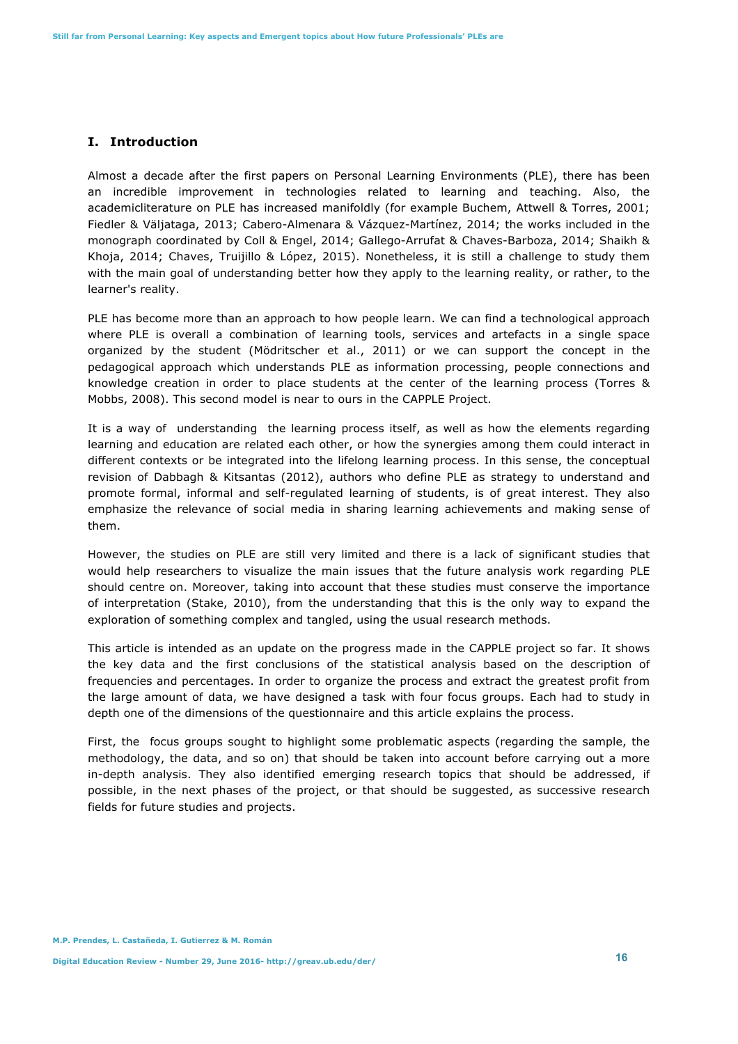## I. Introduction

Almost a decade after the first papers on Personal Learning Environments (PLE), there has been an incredible improvement in technologies related to learning and teaching. Also, the academicliterature on PLE has increased manifoldly (for example Buchem, Attwell & Torres, 2001; Fiedler & Väljataga, 2013; Cabero-Almenara & Vázquez-Martínez, 2014; the works included in the monograph coordinated by Coll & Engel, 2014; Gallego-Arrufat & Chaves-Barboza, 2014; Shaikh & Khoja, 2014; Chaves, Truijillo & López, 2015). Nonetheless, it is still a challenge to study them with the main goal of understanding better how they apply to the learning reality, or rather, to the learner's reality.

PLE has become more than an approach to how people learn. We can find a technological approach where PLE is overall a combination of learning tools, services and artefacts in a single space organized by the student (Mödritscher et al., 2011) or we can support the concept in the pedagogical approach which understands PLE as information processing, people connections and knowledge creation in order to place students at the center of the learning process (Torres & Mobbs, 2008). This second model is near to ours in the CAPPLE Project.

It is a way of understanding the learning process itself, as well as how the elements regarding learning and education are related each other, or how the synergies among them could interact in different contexts or be integrated into the lifelong learning process. In this sense, the conceptual revision of Dabbagh & Kitsantas (2012), authors who define PLE as strategy to understand and promote formal, informal and self-regulated learning of students, is of great interest. They also emphasize the relevance of social media in sharing learning achievements and making sense of them.

However, the studies on PLE are still very limited and there is a lack of significant studies that would help researchers to visualize the main issues that the future analysis work regarding PLE should centre on. Moreover, taking into account that these studies must conserve the importance of interpretation (Stake, 2010), from the understanding that this is the only way to expand the exploration of something complex and tangled, using the usual research methods.

This article is intended as an update on the progress made in the CAPPLE project so far. It shows the key data and the first conclusions of the statistical analysis based on the description of frequencies and percentages. In order to organize the process and extract the greatest profit from the large amount of data, we have designed a task with four focus groups. Each had to study in depth one of the dimensions of the questionnaire and this article explains the process.

First, the focus groups sought to highlight some problematic aspects (regarding the sample, the methodology, the data, and so on) that should be taken into account before carrying out a more in-depth analysis. They also identified emerging research topics that should be addressed, if possible, in the next phases of the project, or that should be suggested, as successive research fields for future studies and projects.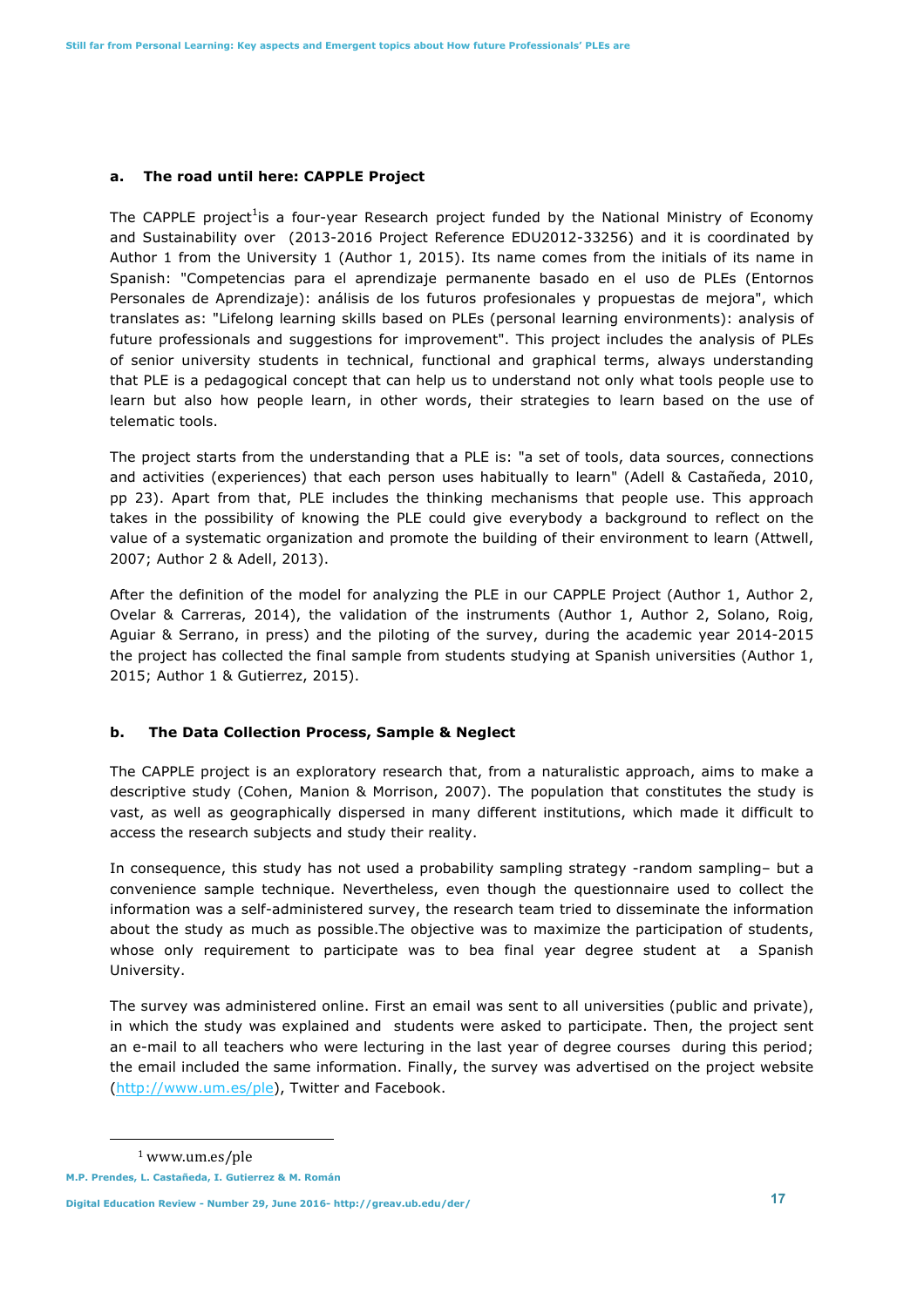### a. The road until here: CAPPLE Project

The CAPPLE project[1]is a four-year Research project funded by the National Ministry of Economy and Sustainability over (2013-2016 Project Reference EDU2012-33256) and it is coordinated by Author 1 from the University 1 (Author 1, 2015). Its name comes from the initials of its name in Spanish: "Competencias para el aprendizaje permanente basado en el uso de PLEs (Entornos Personales de Aprendizaje): análisis de los futuros profesionales y propuestas de mejora", which translates as: "Lifelong learning skills based on PLEs (personal learning environments): analysis of future professionals and suggestions for improvement". This project includes the analysis of PLEs of senior university students in technical, functional and graphical terms, always understanding that PLE is a pedagogical concept that can help us to understand not only what tools people use to learn but also how people learn, in other words, their strategies to learn based on the use of telematic tools.

The project starts from the understanding that a PLE is: "a set of tools, data sources, connections and activities (experiences) that each person uses habitually to learn" (Adell & Castañeda, 2010, pp 23). Apart from that, PLE includes the thinking mechanisms that people use. This approach takes in the possibility of knowing the PLE could give everybody a background to reflect on the value of a systematic organization and promote the building of their environment to learn (Attwell, 2007; Author 2 & Adell, 2013).

After the definition of the model for analyzing the PLE in our CAPPLE Project (Author 1, Author 2, Ovelar & Carreras, 2014), the validation of the instruments (Author 1, Author 2, Solano, Roig, Aguiar & Serrano, in press) and the piloting of the survey, during the academic year 2014-2015 the project has collected the final sample from students studying at Spanish universities (Author 1, 2015; Author 1 & Gutierrez, 2015).

### b. The Data Collection Process, Sample & Neglect

The CAPPLE project is an exploratory research that, from a naturalistic approach, aims to make a descriptive study (Cohen, Manion & Morrison, 2007). The population that constitutes the study is vast, as well as geographically dispersed in many different institutions, which made it difficult to access the research subjects and study their reality.

In consequence, this study has not used a probability sampling strategy -random sampling– but a convenience sample technique. Nevertheless, even though the questionnaire used to collect the information was a self-administered survey, the research team tried to disseminate the information about the study as much as possible.The objective was to maximize the participation of students, whose only requirement to participate was to bea final year degree student at a Spanish University.

The survey was administered online. First an email was sent to all universities (public and private), in which the study was explained and students were asked to participate. Then, the project sent an e-mail to all teachers who were lecturing in the last year of degree courses during this period; the email included the same information. Finally, the survey was advertised on the project website (http://www.um.es/ple), Twitter and Facebook.

[1] www.um.es/ple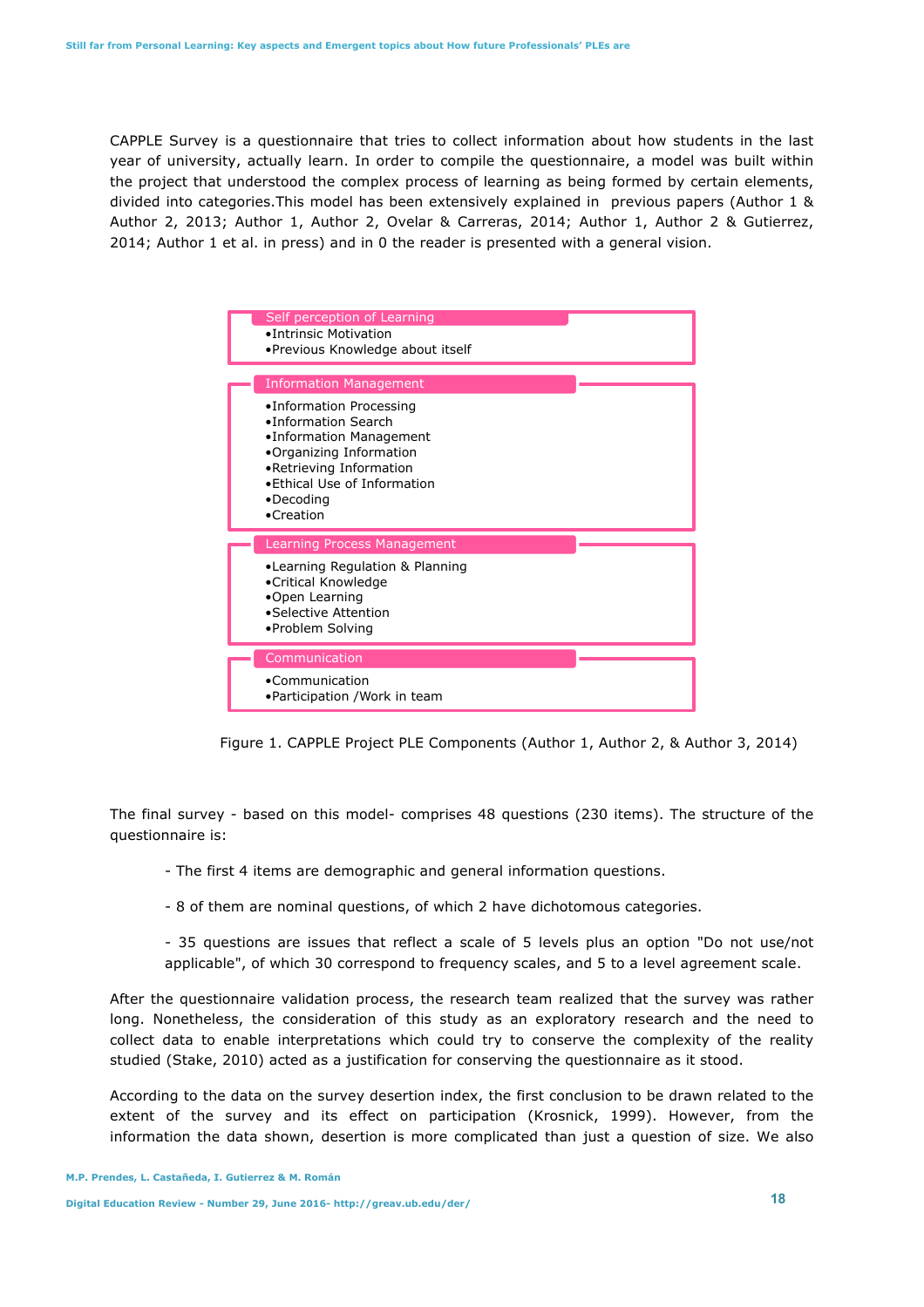CAPPLE Survey is a questionnaire that tries to collect information about how students in the last year of university, actually learn. In order to compile the questionnaire, a model was built within the project that understood the complex process of learning as being formed by certain elements, divided into categories.This model has been extensively explained in previous papers (Author 1 & Author 2, 2013; Author 1, Author 2, Ovelar & Carreras, 2014; Author 1, Author 2 & Gutierrez, 2014; Author 1 et al. in press) and in 0 the reader is presented with a general vision.

**Self perception of Learning**
- Intrinsic Motivation
- Previous Knowledge about itself

**Information Management**
- Information Processing
- Information Search
- Information Management
- Organizing Information
- Retrieving Information
- Ethical Use of Information
- Decoding
- Creation

**Learning Process Management**
- Learning Regulation & Planning
- Critical Knowledge
- Open Learning
- Selective Attention
- Problem Solving

**Communication**
- Communication
- Participation /Work in team

Figure 1. CAPPLE Project PLE Components (Author 1, Author 2, & Author 3, 2014)

The final survey - based on this model- comprises 48 questions (230 items). The structure of the questionnaire is:

- The first 4 items are demographic and general information questions.

- 8 of them are nominal questions, of which 2 have dichotomous categories.

- 35 questions are issues that reflect a scale of 5 levels plus an option "Do not use/not applicable", of which 30 correspond to frequency scales, and 5 to a level agreement scale.

After the questionnaire validation process, the research team realized that the survey was rather long. Nonetheless, the consideration of this study as an exploratory research and the need to collect data to enable interpretations which could try to conserve the complexity of the reality studied (Stake, 2010) acted as a justification for conserving the questionnaire as it stood.

According to the data on the survey desertion index, the first conclusion to be drawn related to the extent of the survey and its effect on participation (Krosnick, 1999). However, from the information the data shown, desertion is more complicated than just a question of size. We also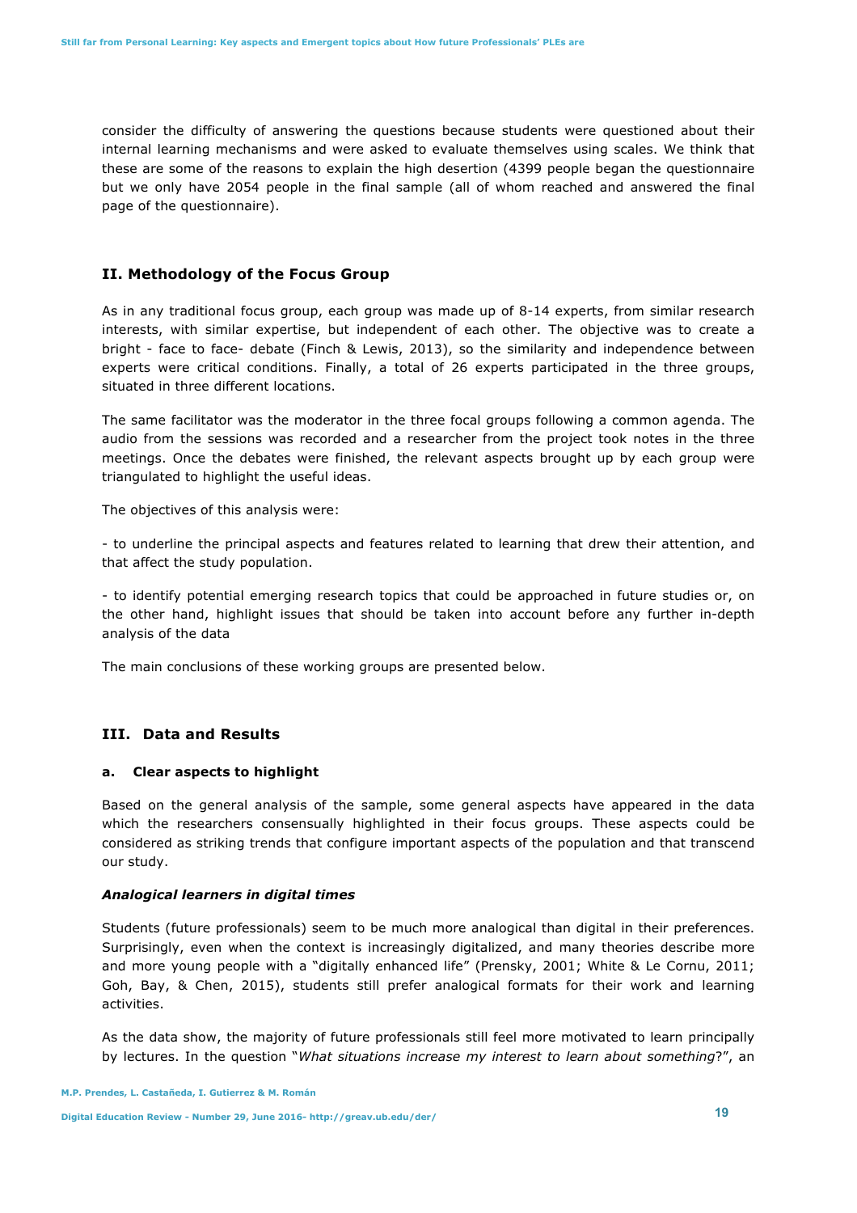consider the difficulty of answering the questions because students were questioned about their internal learning mechanisms and were asked to evaluate themselves using scales. We think that these are some of the reasons to explain the high desertion (4399 people began the questionnaire but we only have 2054 people in the final sample (all of whom reached and answered the final page of the questionnaire).

## II. Methodology of the Focus Group

As in any traditional focus group, each group was made up of 8-14 experts, from similar research interests, with similar expertise, but independent of each other. The objective was to create a bright - face to face- debate (Finch & Lewis, 2013), so the similarity and independence between experts were critical conditions. Finally, a total of 26 experts participated in the three groups, situated in three different locations.

The same facilitator was the moderator in the three focal groups following a common agenda. The audio from the sessions was recorded and a researcher from the project took notes in the three meetings. Once the debates were finished, the relevant aspects brought up by each group were triangulated to highlight the useful ideas.

The objectives of this analysis were:

- to underline the principal aspects and features related to learning that drew their attention, and that affect the study population.

- to identify potential emerging research topics that could be approached in future studies or, on the other hand, highlight issues that should be taken into account before any further in-depth analysis of the data

The main conclusions of these working groups are presented below.

## III. Data and Results

### a. Clear aspects to highlight

Based on the general analysis of the sample, some general aspects have appeared in the data which the researchers consensually highlighted in their focus groups. These aspects could be considered as striking trends that configure important aspects of the population and that transcend our study.

#### *Analogical learners in digital times*

Students (future professionals) seem to be much more analogical than digital in their preferences. Surprisingly, even when the context is increasingly digitalized, and many theories describe more and more young people with a "digitally enhanced life" (Prensky, 2001; White & Le Cornu, 2011; Goh, Bay, & Chen, 2015), students still prefer analogical formats for their work and learning activities.

As the data show, the majority of future professionals still feel more motivated to learn principally by lectures. In the question "*What situations increase my interest to learn about something*?", an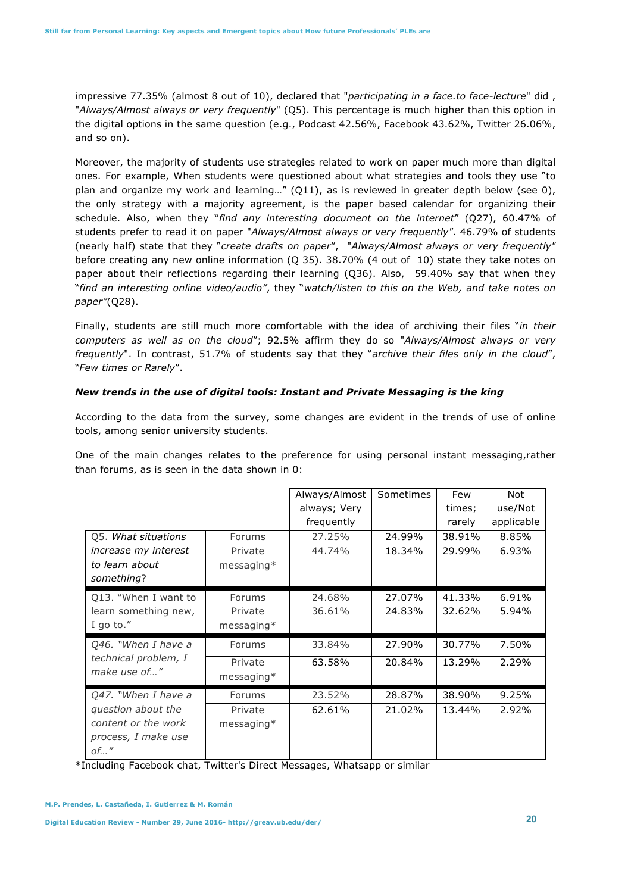impressive 77.35% (almost 8 out of 10), declared that "*participating in a face.to face-lecture*" did , "*Always/Almost always or very frequently*" (Q5). This percentage is much higher than this option in the digital options in the same question (e.g., Podcast 42.56%, Facebook 43.62%, Twitter 26.06%, and so on).

Moreover, the majority of students use strategies related to work on paper much more than digital ones. For example, When students were questioned about what strategies and tools they use "to plan and organize my work and learning…" (Q11), as is reviewed in greater depth below (see 0), the only strategy with a majority agreement, is the paper based calendar for organizing their schedule. Also, when they "*find any interesting document on the internet*" (Q27), 60.47% of students prefer to read it on paper "*Always/Almost always or very frequently"*. 46.79% of students (nearly half) state that they "*create drafts on paper*", "*Always/Almost always or very frequently"* before creating any new online information (Q 35). 38.70% (4 out of 10) state they take notes on paper about their reflections regarding their learning (Q36). Also, 59.40% say that when they "*find an interesting online video/audio"*, they "*watch/listen to this on the Web, and take notes on paper"*(Q28).

Finally, students are still much more comfortable with the idea of archiving their files "*in their computers as well as on the cloud*"; 92.5% affirm they do so "*Always/Almost always or very frequently*". In contrast, 51.7% of students say that they "*archive their files only in the cloud*", "*Few times or Rarely*".

#### *New trends in the use of digital tools: Instant and Private Messaging is the king*

According to the data from the survey, some changes are evident in the trends of use of online tools, among senior university students.

One of the main changes relates to the preference for using personal instant messaging,rather than forums, as is seen in the data shown in 0:

| | | Always/Almost always; Very frequently | Sometimes | Few times; rarely | Not use/Not applicable |
|---|---|---|---|---|---|
| Q5. *What situations increase my interest to learn about something*? | Forums | 27.25% | 24.99% | 38.91% | 8.85% |
| | Private messaging* | 44.74% | 18.34% | 29.99% | 6.93% |
| Q13. "When I want to learn something new, I go to." | Forums | 24.68% | 27.07% | 41.33% | 6.91% |
| | Private messaging* | 36.61% | 24.83% | 32.62% | 5.94% |
| *Q46. "When I have a technical problem, I make use of…"* | Forums | 33.84% | 27.90% | 30.77% | 7.50% |
| | Private messaging* | 63.58% | 20.84% | 13.29% | 2.29% |
| *Q47. "When I have a question about the content or the work process, I make use of…"* | Forums | 23.52% | 28.87% | 38.90% | 9.25% |
| | Private messaging* | 62.61% | 21.02% | 13.44% | 2.92% |

*Including Facebook chat, Twitter's Direct Messages, Whatsapp or similar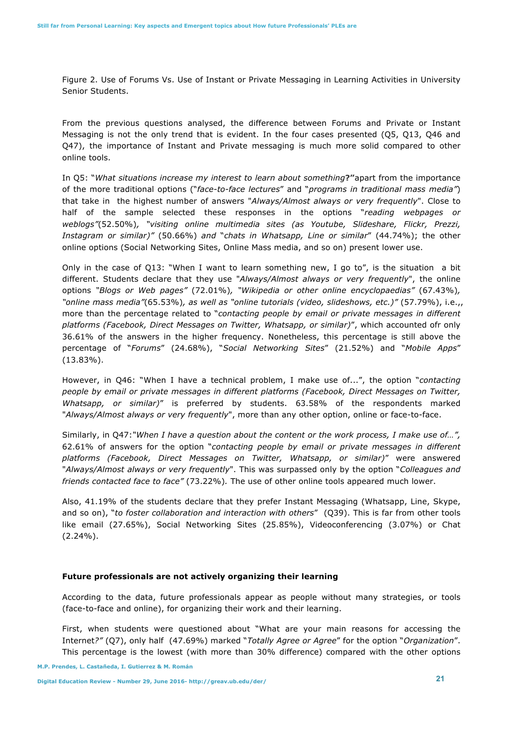Figure 2. Use of Forums Vs. Use of Instant or Private Messaging in Learning Activities in University Senior Students.

From the previous questions analysed, the difference between Forums and Private or Instant Messaging is not the only trend that is evident. In the four cases presented (Q5, Q13, Q46 and Q47), the importance of Instant and Private messaging is much more solid compared to other online tools.

In Q5: "*What situations increase my interest to learn about something*?**"**apart from the importance of the more traditional options ("*face-to-face lectures*" and "*programs in traditional mass media"*) that take in the highest number of answers "*Always/Almost always or very frequently*". Close to half of the sample selected these responses in the options "*reading webpages or weblogs"*(52.50%)*, "visiting online multimedia sites (as Youtube, Slideshare, Flickr, Prezzi, Instagram or similar)"* (50.66%) *and* "*chats in Whatsapp, Line or similar*" (44.74%); the other online options (Social Networking Sites, Online Mass media, and so on) present lower use.

Only in the case of Q13: "When I want to learn something new, I go to", is the situation a bit different. Students declare that they use "*Always/Almost always or very frequently*", the online options *"Blogs or Web pages"* (72.01%)*, "Wikipedia or other online encyclopaedias"* (67.43%)*, "online mass media"*(65.53%)*, as well as "online tutorials (video, slideshows, etc.)"* (57.79%), i.e.,, more than the percentage related to "*contacting people by email or private messages in different platforms (Facebook, Direct Messages on Twitter, Whatsapp, or similar)*", which accounted ofr only 36.61% of the answers in the higher frequency. Nonetheless, this percentage is still above the percentage of "*Forums*" (24.68%), "*Social Networking Sites*" (21.52%) and "*Mobile Apps*" (13.83%).

However, in Q46: "When I have a technical problem, I make use of...", the option "*contacting people by email or private messages in different platforms (Facebook, Direct Messages on Twitter, Whatsapp, or similar)*" is preferred by students. 63.58% of the respondents marked "*Always/Almost always or very frequently*", more than any other option, online or face-to-face.

Similarly, in Q47:*"When I have a question about the content or the work process, I make use of…",* 62.61% of answers for the option "*contacting people by email or private messages in different platforms (Facebook, Direct Messages on Twitter, Whatsapp, or similar)*" were answered "*Always/Almost always or very frequently*". This was surpassed only by the option "*Colleagues and friends contacted face to face"* (73.22%). The use of other online tools appeared much lower.

Also, 41.19% of the students declare that they prefer Instant Messaging (Whatsapp, Line, Skype, and so on), "*to foster collaboration and interaction with others*" (Q39). This is far from other tools like email (27.65%), Social Networking Sites (25.85%), Videoconferencing (3.07%) or Chat (2.24%).

### Future professionals are not actively organizing their learning

According to the data, future professionals appear as people without many strategies, or tools (face-to-face and online), for organizing their work and their learning.

First, when students were questioned about "What are your main reasons for accessing the Internet*?"* (Q7), only half (47.69%) marked "*Totally Agree or Agree*" for the option "*Organization*". This percentage is the lowest (with more than 30% difference) compared with the other options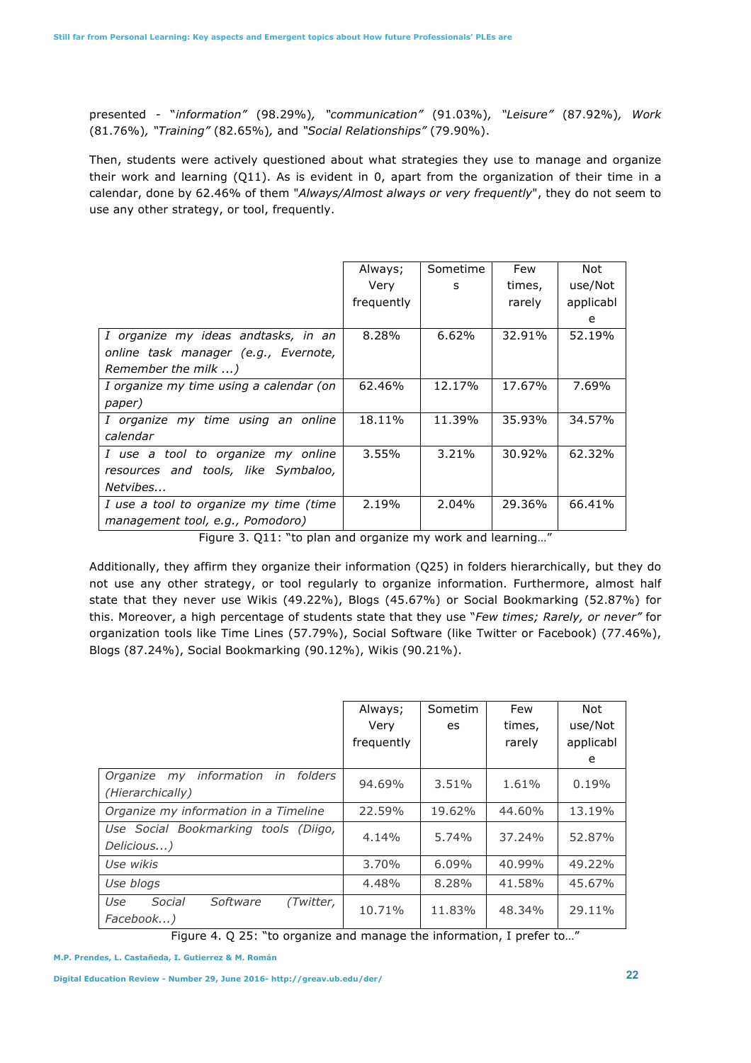presented - *"information"* (98.29%), *"communication"* (91.03%), *"Leisure"* (87.92%), *Work* (81.76%), *"Training"* (82.65%), and *"Social Relationships"* (79.90%).

Then, students were actively questioned about what strategies they use to manage and organize their work and learning (Q11). As is evident in 0, apart from the organization of their time in a calendar, done by 62.46% of them "*Always/Almost always or very frequently*", they do not seem to use any other strategy, or tool, frequently.

| | Always; Very frequently | Sometimes | Few times, rarely | Not use/Not applicable |
|---|---|---|---|---|
| *I organize my ideas andtasks, in an online task manager (e.g., Evernote, Remember the milk ...)* | 8.28% | 6.62% | 32.91% | 52.19% |
| *I organize my time using a calendar (on paper)* | 62.46% | 12.17% | 17.67% | 7.69% |
| *I organize my time using an online calendar* | 18.11% | 11.39% | 35.93% | 34.57% |
| *I use a tool to organize my online resources and tools, like Symbaloo, Netvibes...* | 3.55% | 3.21% | 30.92% | 62.32% |
| *I use a tool to organize my time (time management tool, e.g., Pomodoro)* | 2.19% | 2.04% | 29.36% | 66.41% |

Figure 3. Q11: "to plan and organize my work and learning…"

Additionally, they affirm they organize their information (Q25) in folders hierarchically, but they do not use any other strategy, or tool regularly to organize information. Furthermore, almost half state that they never use Wikis (49.22%), Blogs (45.67%) or Social Bookmarking (52.87%) for this. Moreover, a high percentage of students state that they use "*Few times; Rarely, or never"* for organization tools like Time Lines (57.79%), Social Software (like Twitter or Facebook) (77.46%), Blogs (87.24%), Social Bookmarking (90.12%), Wikis (90.21%).

| | Always; Very frequently | Sometimes | Few times, rarely | Not use/Not applicable |
|---|---|---|---|---|
| *Organize my information in folders (Hierarchically)* | 94.69% | 3.51% | 1.61% | 0.19% |
| *Organize my information in a Timeline* | 22.59% | 19.62% | 44.60% | 13.19% |
| *Use Social Bookmarking tools (Diigo, Delicious...)* | 4.14% | 5.74% | 37.24% | 52.87% |
| *Use wikis* | 3.70% | 6.09% | 40.99% | 49.22% |
| *Use blogs* | 4.48% | 8.28% | 41.58% | 45.67% |
| *Use Social Software (Twitter, Facebook...)* | 10.71% | 11.83% | 48.34% | 29.11% |

Figure 4. Q 25: "to organize and manage the information, I prefer to…"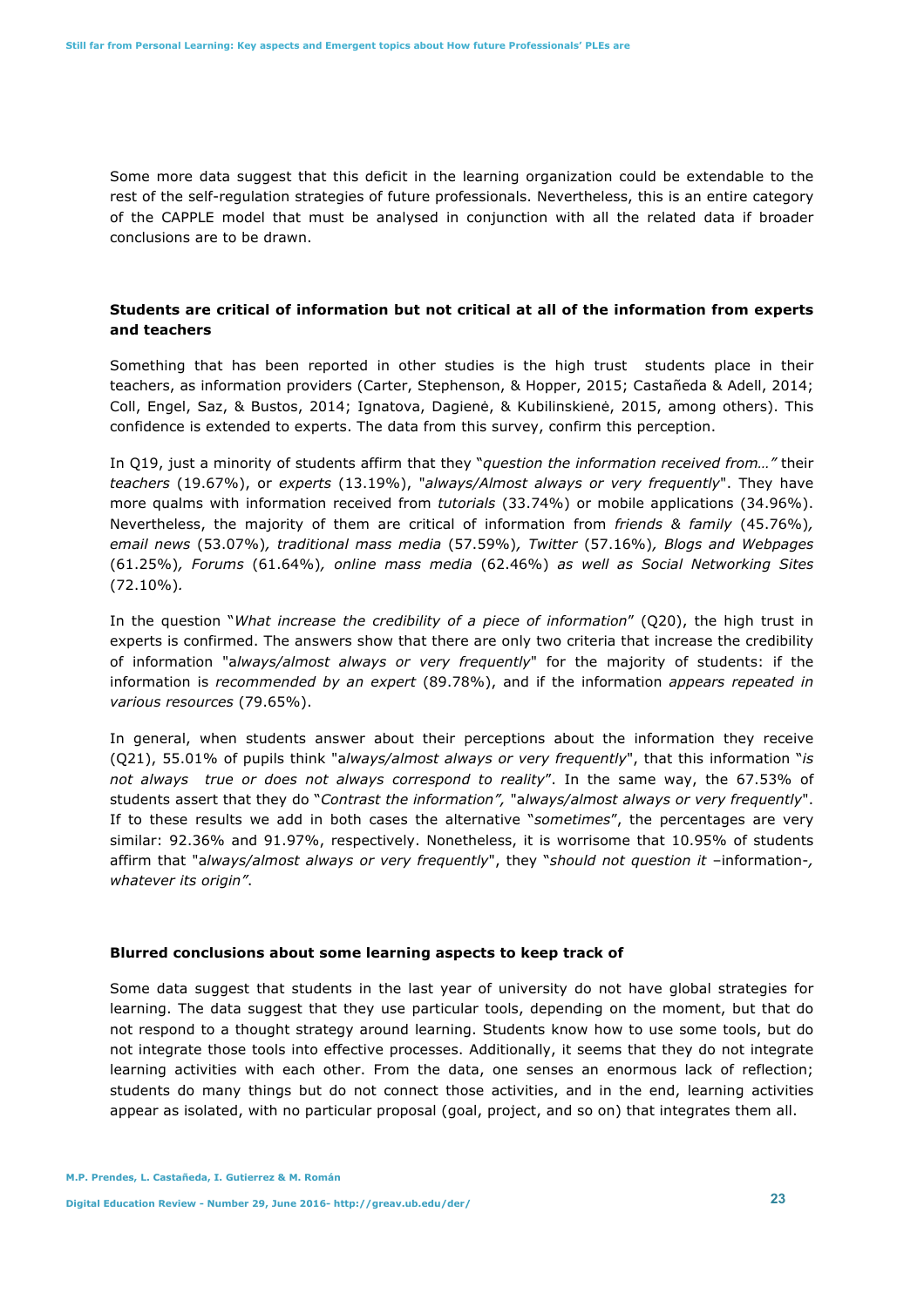Some more data suggest that this deficit in the learning organization could be extendable to the rest of the self-regulation strategies of future professionals. Nevertheless, this is an entire category of the CAPPLE model that must be analysed in conjunction with all the related data if broader conclusions are to be drawn.

**Students are critical of information but not critical at all of the information from experts and teachers**

Something that has been reported in other studies is the high trust students place in their teachers, as information providers (Carter, Stephenson, & Hopper, 2015; Castañeda & Adell, 2014; Coll, Engel, Saz, & Bustos, 2014; Ignatova, Dagienė, & Kubilinskienė, 2015, among others). This confidence is extended to experts. The data from this survey, confirm this perception.

In Q19, just a minority of students affirm that they "*question the information received from…"* their *teachers* (19.67%), or *experts* (13.19%), "*always/Almost always or very frequently*". They have more qualms with information received from *tutorials* (33.74%) or mobile applications (34.96%). Nevertheless, the majority of them are critical of information from *friends & family* (45.76%)*, email news* (53.07%)*, traditional mass media* (57.59%)*, Twitter* (57.16%)*, Blogs and Webpages* (61.25%)*, Forums* (61.64%)*, online mass media* (62.46%) *as well as Social Networking Sites* (72.10%)*.*

In the question "*What increase the credibility of a piece of information*" (Q20), the high trust in experts is confirmed. The answers show that there are only two criteria that increase the credibility of information "a*lways/almost always or very frequently*" for the majority of students: if the information is *recommended by an expert* (89.78%), and if the information *appears repeated in various resources* (79.65%).

In general, when students answer about their perceptions about the information they receive (Q21), 55.01% of pupils think "a*lways/almost always or very frequently*", that this information "*is not always true or does not always correspond to reality*". In the same way, the 67.53% of students assert that they do "*Contrast the information",* "a*lways/almost always or very frequently*". If to these results we add in both cases the alternative "*sometimes*", the percentages are very similar: 92.36% and 91.97%, respectively. Nonetheless, it is worrisome that 10.95% of students affirm that "a*lways/almost always or very frequently*", they "*should not question it* –information-*, whatever its origin"*.

**Blurred conclusions about some learning aspects to keep track of**

Some data suggest that students in the last year of university do not have global strategies for learning. The data suggest that they use particular tools, depending on the moment, but that do not respond to a thought strategy around learning. Students know how to use some tools, but do not integrate those tools into effective processes. Additionally, it seems that they do not integrate learning activities with each other. From the data, one senses an enormous lack of reflection; students do many things but do not connect those activities, and in the end, learning activities appear as isolated, with no particular proposal (goal, project, and so on) that integrates them all.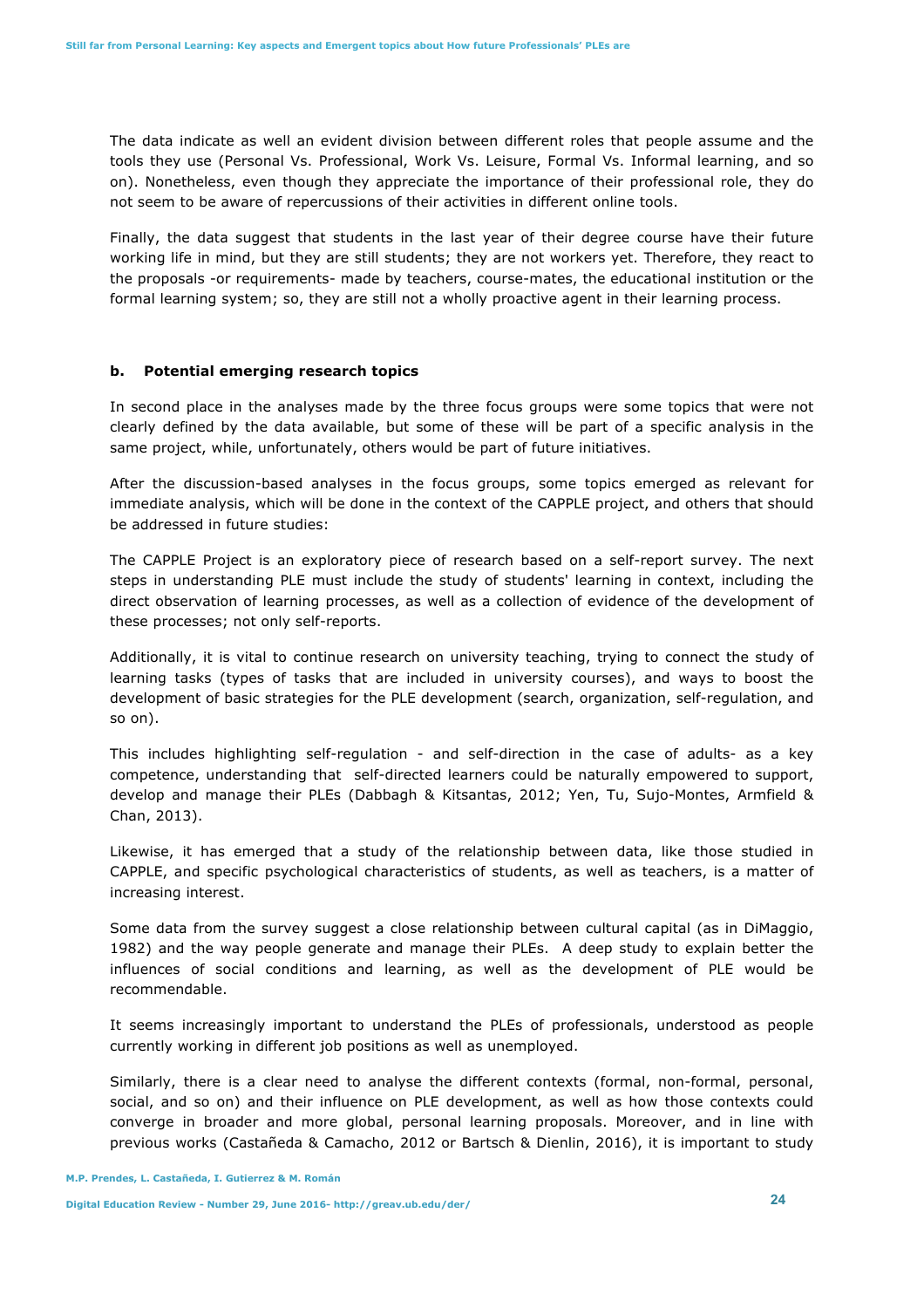The data indicate as well an evident division between different roles that people assume and the tools they use (Personal Vs. Professional, Work Vs. Leisure, Formal Vs. Informal learning, and so on). Nonetheless, even though they appreciate the importance of their professional role, they do not seem to be aware of repercussions of their activities in different online tools.

Finally, the data suggest that students in the last year of their degree course have their future working life in mind, but they are still students; they are not workers yet. Therefore, they react to the proposals -or requirements- made by teachers, course-mates, the educational institution or the formal learning system; so, they are still not a wholly proactive agent in their learning process.

### b. Potential emerging research topics

In second place in the analyses made by the three focus groups were some topics that were not clearly defined by the data available, but some of these will be part of a specific analysis in the same project, while, unfortunately, others would be part of future initiatives.

After the discussion-based analyses in the focus groups, some topics emerged as relevant for immediate analysis, which will be done in the context of the CAPPLE project, and others that should be addressed in future studies:

The CAPPLE Project is an exploratory piece of research based on a self-report survey. The next steps in understanding PLE must include the study of students' learning in context, including the direct observation of learning processes, as well as a collection of evidence of the development of these processes; not only self-reports.

Additionally, it is vital to continue research on university teaching, trying to connect the study of learning tasks (types of tasks that are included in university courses), and ways to boost the development of basic strategies for the PLE development (search, organization, self-regulation, and so on).

This includes highlighting self-regulation - and self-direction in the case of adults- as a key competence, understanding that self-directed learners could be naturally empowered to support, develop and manage their PLEs (Dabbagh & Kitsantas, 2012; Yen, Tu, Sujo-Montes, Armfield & Chan, 2013).

Likewise, it has emerged that a study of the relationship between data, like those studied in CAPPLE, and specific psychological characteristics of students, as well as teachers, is a matter of increasing interest.

Some data from the survey suggest a close relationship between cultural capital (as in DiMaggio, 1982) and the way people generate and manage their PLEs. A deep study to explain better the influences of social conditions and learning, as well as the development of PLE would be recommendable.

It seems increasingly important to understand the PLEs of professionals, understood as people currently working in different job positions as well as unemployed.

Similarly, there is a clear need to analyse the different contexts (formal, non-formal, personal, social, and so on) and their influence on PLE development, as well as how those contexts could converge in broader and more global, personal learning proposals. Moreover, and in line with previous works (Castañeda & Camacho, 2012 or Bartsch & Dienlin, 2016), it is important to study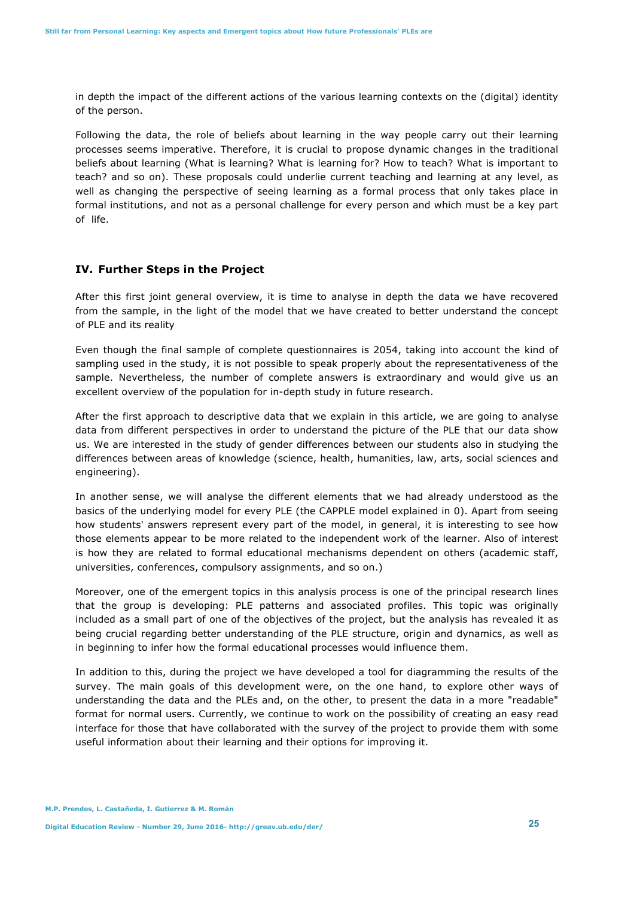in depth the impact of the different actions of the various learning contexts on the (digital) identity of the person.

Following the data, the role of beliefs about learning in the way people carry out their learning processes seems imperative. Therefore, it is crucial to propose dynamic changes in the traditional beliefs about learning (What is learning? What is learning for? How to teach? What is important to teach? and so on). These proposals could underlie current teaching and learning at any level, as well as changing the perspective of seeing learning as a formal process that only takes place in formal institutions, and not as a personal challenge for every person and which must be a key part of life.

## IV. Further Steps in the Project

After this first joint general overview, it is time to analyse in depth the data we have recovered from the sample, in the light of the model that we have created to better understand the concept of PLE and its reality

Even though the final sample of complete questionnaires is 2054, taking into account the kind of sampling used in the study, it is not possible to speak properly about the representativeness of the sample. Nevertheless, the number of complete answers is extraordinary and would give us an excellent overview of the population for in-depth study in future research.

After the first approach to descriptive data that we explain in this article, we are going to analyse data from different perspectives in order to understand the picture of the PLE that our data show us. We are interested in the study of gender differences between our students also in studying the differences between areas of knowledge (science, health, humanities, law, arts, social sciences and engineering).

In another sense, we will analyse the different elements that we had already understood as the basics of the underlying model for every PLE (the CAPPLE model explained in 0). Apart from seeing how students' answers represent every part of the model, in general, it is interesting to see how those elements appear to be more related to the independent work of the learner. Also of interest is how they are related to formal educational mechanisms dependent on others (academic staff, universities, conferences, compulsory assignments, and so on.)

Moreover, one of the emergent topics in this analysis process is one of the principal research lines that the group is developing: PLE patterns and associated profiles. This topic was originally included as a small part of one of the objectives of the project, but the analysis has revealed it as being crucial regarding better understanding of the PLE structure, origin and dynamics, as well as in beginning to infer how the formal educational processes would influence them.

In addition to this, during the project we have developed a tool for diagramming the results of the survey. The main goals of this development were, on the one hand, to explore other ways of understanding the data and the PLEs and, on the other, to present the data in a more "readable" format for normal users. Currently, we continue to work on the possibility of creating an easy read interface for those that have collaborated with the survey of the project to provide them with some useful information about their learning and their options for improving it.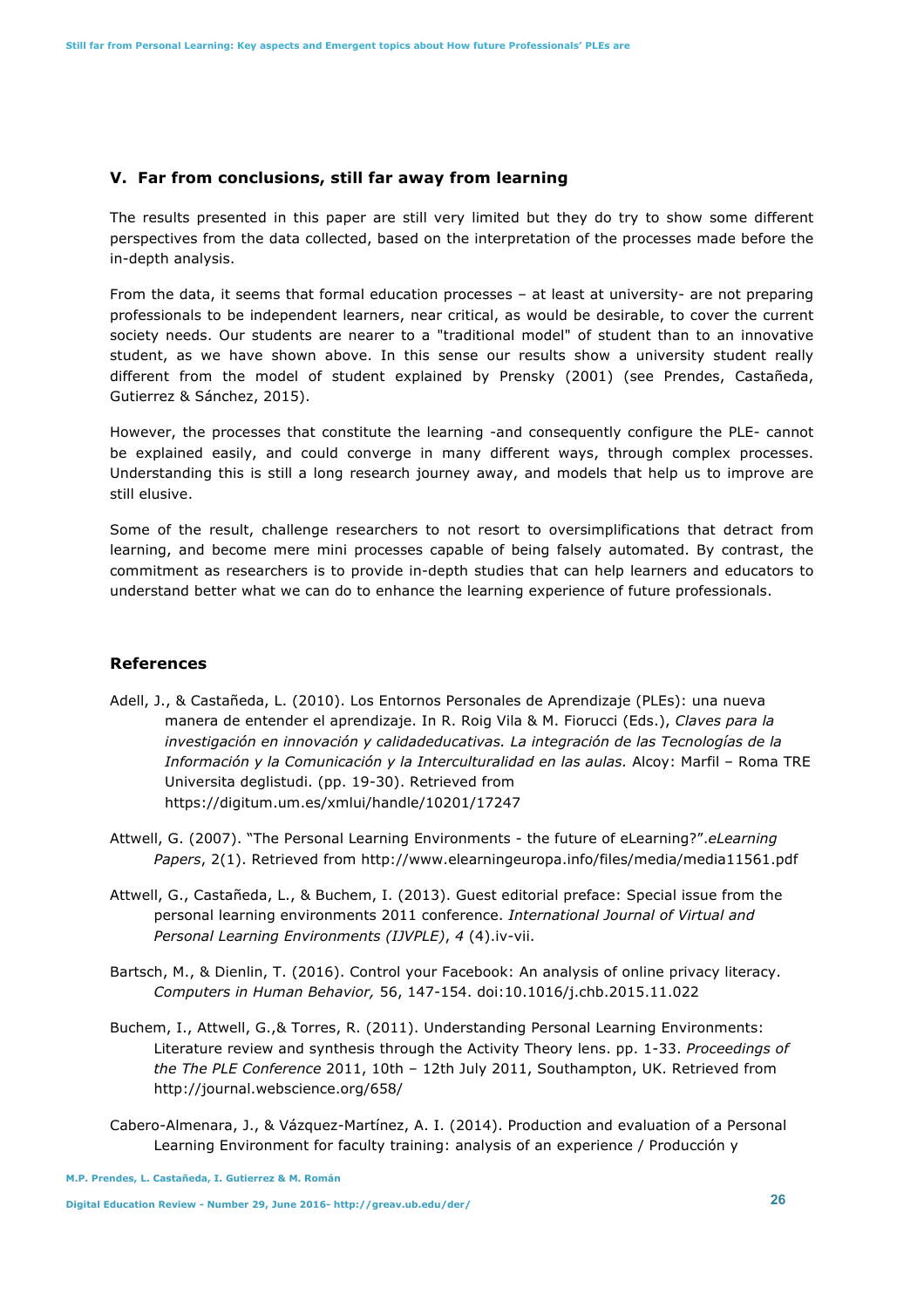## V. Far from conclusions, still far away from learning

The results presented in this paper are still very limited but they do try to show some different perspectives from the data collected, based on the interpretation of the processes made before the in-depth analysis.

From the data, it seems that formal education processes – at least at university- are not preparing professionals to be independent learners, near critical, as would be desirable, to cover the current society needs. Our students are nearer to a "traditional model" of student than to an innovative student, as we have shown above. In this sense our results show a university student really different from the model of student explained by Prensky (2001) (see Prendes, Castañeda, Gutierrez & Sánchez, 2015).

However, the processes that constitute the learning -and consequently configure the PLE- cannot be explained easily, and could converge in many different ways, through complex processes. Understanding this is still a long research journey away, and models that help us to improve are still elusive.

Some of the result, challenge researchers to not resort to oversimplifications that detract from learning, and become mere mini processes capable of being falsely automated. By contrast, the commitment as researchers is to provide in-depth studies that can help learners and educators to understand better what we can do to enhance the learning experience of future professionals.

## References

Adell, J., & Castañeda, L. (2010). Los Entornos Personales de Aprendizaje (PLEs): una nueva manera de entender el aprendizaje. In R. Roig Vila & M. Fiorucci (Eds.), *Claves para la investigación en innovación y calidadeducativas. La integración de las Tecnologías de la Información y la Comunicación y la Interculturalidad en las aulas.* Alcoy: Marfil – Roma TRE Universita deglistudi. (pp. 19-30). Retrieved from https://digitum.um.es/xmlui/handle/10201/17247

Attwell, G. (2007). "The Personal Learning Environments - the future of eLearning?".*eLearning Papers*, 2(1). Retrieved from http://www.elearningeuropa.info/files/media/media11561.pdf

Attwell, G., Castañeda, L., & Buchem, I. (2013). Guest editorial preface: Special issue from the personal learning environments 2011 conference. *International Journal of Virtual and Personal Learning Environments (IJVPLE)*, *4* (4).iv-vii.

Bartsch, M., & Dienlin, T. (2016). Control your Facebook: An analysis of online privacy literacy. *Computers in Human Behavior,* 56, 147-154. doi:10.1016/j.chb.2015.11.022

Buchem, I., Attwell, G.,& Torres, R. (2011). Understanding Personal Learning Environments: Literature review and synthesis through the Activity Theory lens. pp. 1-33. *Proceedings of the The PLE Conference* 2011, 10th – 12th July 2011, Southampton, UK. Retrieved from http://journal.webscience.org/658/

Cabero-Almenara, J., & Vázquez-Martínez, A. I. (2014). Production and evaluation of a Personal Learning Environment for faculty training: analysis of an experience / Producción y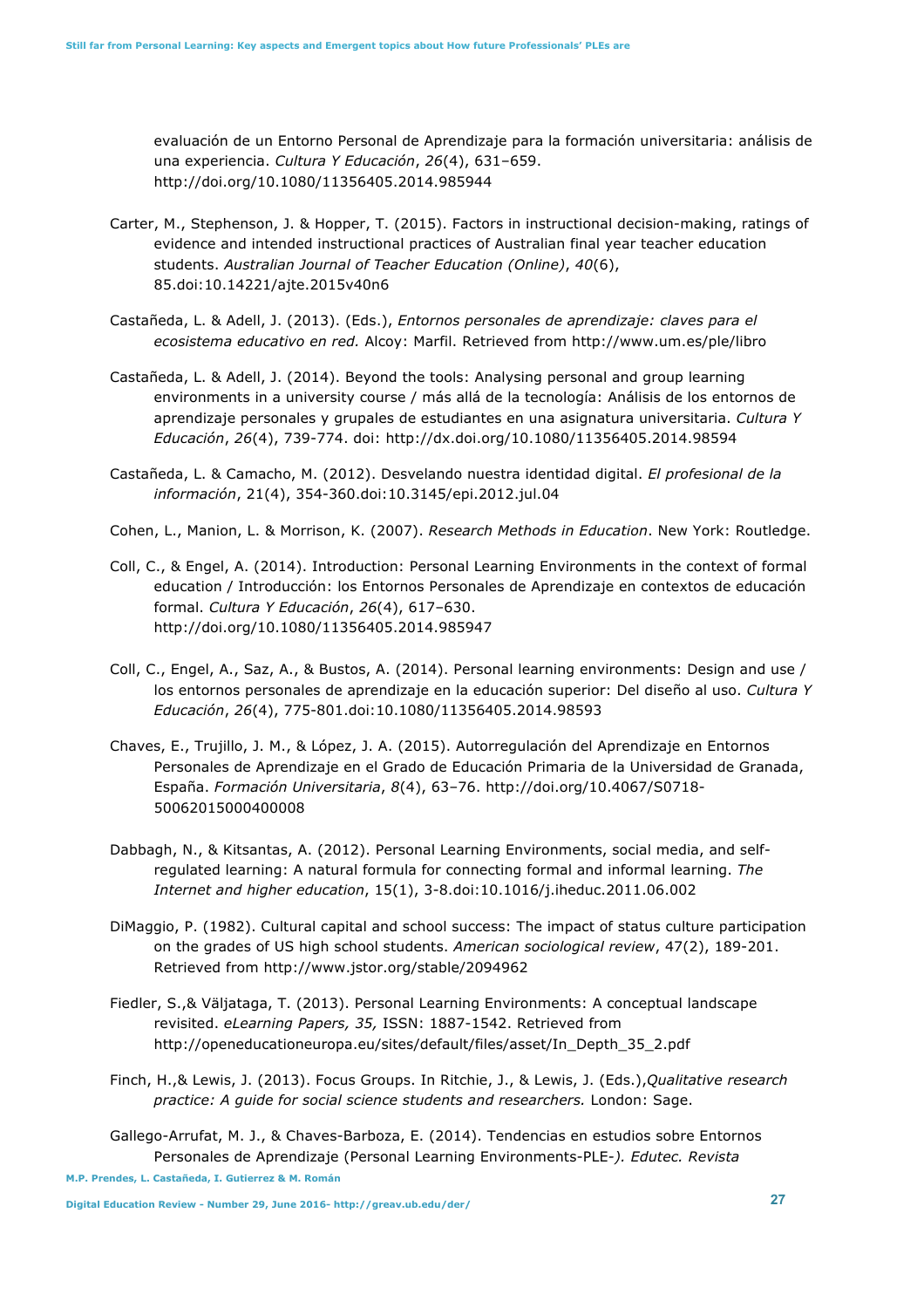evaluación de un Entorno Personal de Aprendizaje para la formación universitaria: análisis de una experiencia. *Cultura Y Educación*, *26*(4), 631–659. http://doi.org/10.1080/11356405.2014.985944

Carter, M., Stephenson, J. & Hopper, T. (2015). Factors in instructional decision-making, ratings of evidence and intended instructional practices of Australian final year teacher education students. *Australian Journal of Teacher Education (Online)*, *40*(6), 85.doi:10.14221/ajte.2015v40n6

Castañeda, L. & Adell, J. (2013). (Eds.), *Entornos personales de aprendizaje: claves para el ecosistema educativo en red.* Alcoy: Marfil. Retrieved from http://www.um.es/ple/libro

Castañeda, L. & Adell, J. (2014). Beyond the tools: Analysing personal and group learning environments in a university course / más allá de la tecnología: Análisis de los entornos de aprendizaje personales y grupales de estudiantes en una asignatura universitaria. *Cultura Y Educación*, *26*(4), 739-774. doi: http://dx.doi.org/10.1080/11356405.2014.98594

Castañeda, L. & Camacho, M. (2012). Desvelando nuestra identidad digital. *El profesional de la información*, 21(4), 354-360.doi:10.3145/epi.2012.jul.04

Cohen, L., Manion, L. & Morrison, K. (2007). *Research Methods in Education*. New York: Routledge.

Coll, C., & Engel, A. (2014). Introduction: Personal Learning Environments in the context of formal education / Introducción: los Entornos Personales de Aprendizaje en contextos de educación formal. *Cultura Y Educación*, *26*(4), 617–630. http://doi.org/10.1080/11356405.2014.985947

Coll, C., Engel, A., Saz, A., & Bustos, A. (2014). Personal learning environments: Design and use / los entornos personales de aprendizaje en la educación superior: Del diseño al uso. *Cultura Y Educación*, *26*(4), 775-801.doi:10.1080/11356405.2014.98593

Chaves, E., Trujillo, J. M., & López, J. A. (2015). Autorregulación del Aprendizaje en Entornos Personales de Aprendizaje en el Grado de Educación Primaria de la Universidad de Granada, España. *Formación Universitaria*, *8*(4), 63–76. http://doi.org/10.4067/S0718-50062015000400008

Dabbagh, N., & Kitsantas, A. (2012). Personal Learning Environments, social media, and self-regulated learning: A natural formula for connecting formal and informal learning. *The Internet and higher education*, 15(1), 3-8.doi:10.1016/j.iheduc.2011.06.002

DiMaggio, P. (1982). Cultural capital and school success: The impact of status culture participation on the grades of US high school students. *American sociological review*, 47(2), 189-201. Retrieved from http://www.jstor.org/stable/2094962

Fiedler, S.,& Väljataga, T. (2013). Personal Learning Environments: A conceptual landscape revisited. *eLearning Papers, 35,* ISSN: 1887-1542. Retrieved from http://openeducationeuropa.eu/sites/default/files/asset/In_Depth_35_2.pdf

Finch, H.,& Lewis, J. (2013). Focus Groups. In Ritchie, J., & Lewis, J. (Eds.),*Qualitative research practice: A guide for social science students and researchers.* London: Sage.

Gallego-Arrufat, M. J., & Chaves-Barboza, E. (2014). Tendencias en estudios sobre Entornos Personales de Aprendizaje (Personal Learning Environments-PLE-*). Edutec. Revista*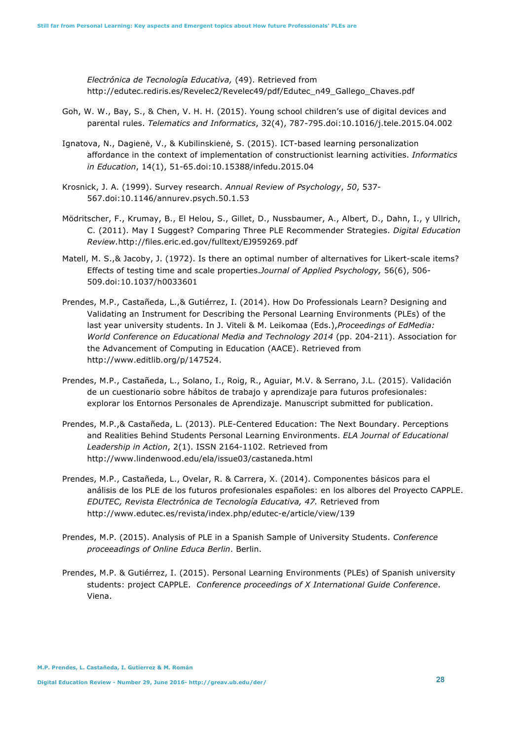*Electrónica de Tecnología Educativa,* (49). Retrieved from http://edutec.rediris.es/Revelec2/Revelec49/pdf/Edutec_n49_Gallego_Chaves.pdf

Goh, W. W., Bay, S., & Chen, V. H. H. (2015). Young school children's use of digital devices and parental rules. *Telematics and Informatics*, 32(4), 787-795.doi:10.1016/j.tele.2015.04.002

Ignatova, N., Dagienė, V., & Kubilinskienė, S. (2015). ICT-based learning personalization affordance in the context of implementation of constructionist learning activities. *Informatics in Education*, 14(1), 51-65.doi:10.15388/infedu.2015.04

Krosnick, J. A. (1999). Survey research. *Annual Review of Psychology*, *50*, 537-567.doi:10.1146/annurev.psych.50.1.53

Mödritscher, F., Krumay, B., El Helou, S., Gillet, D., Nussbaumer, A., Albert, D., Dahn, I., y Ullrich, C. (2011). May I Suggest? Comparing Three PLE Recommender Strategies. *Digital Education Review*.http://files.eric.ed.gov/fulltext/EJ959269.pdf

Matell, M. S.,& Jacoby, J. (1972). Is there an optimal number of alternatives for Likert-scale items? Effects of testing time and scale properties.*Journal of Applied Psychology,* 56(6), 506-509.doi:10.1037/h0033601

Prendes, M.P., Castañeda, L.,& Gutiérrez, I. (2014). How Do Professionals Learn? Designing and Validating an Instrument for Describing the Personal Learning Environments (PLEs) of the last year university students. In J. Viteli & M. Leikomaa (Eds.),*Proceedings of EdMedia: World Conference on Educational Media and Technology 2014* (pp. 204-211). Association for the Advancement of Computing in Education (AACE). Retrieved from http://www.editlib.org/p/147524.

Prendes, M.P., Castañeda, L., Solano, I., Roig, R., Aguiar, M.V. & Serrano, J.L. (2015). Validación de un cuestionario sobre hábitos de trabajo y aprendizaje para futuros profesionales: explorar los Entornos Personales de Aprendizaje. Manuscript submitted for publication.

Prendes, M.P.,& Castañeda, L. (2013). PLE-Centered Education: The Next Boundary. Perceptions and Realities Behind Students Personal Learning Environments. *ELA Journal of Educational Leadership in Action*, 2(1). ISSN 2164-1102. Retrieved from http://www.lindenwood.edu/ela/issue03/castaneda.html

Prendes, M.P., Castañeda, L., Ovelar, R. & Carrera, X. (2014). Componentes básicos para el análisis de los PLE de los futuros profesionales españoles: en los albores del Proyecto CAPPLE. *EDUTEC, Revista Electrónica de Tecnología Educativa, 47.* Retrieved from http://www.edutec.es/revista/index.php/edutec-e/article/view/139

Prendes, M.P. (2015). Analysis of PLE in a Spanish Sample of University Students. *Conference proceeadings of Online Educa Berlin*. Berlin.

Prendes, M.P. & Gutiérrez, I. (2015). Personal Learning Environments (PLEs) of Spanish university students: project CAPPLE. *Conference proceedings of X International Guide Conference*. Viena.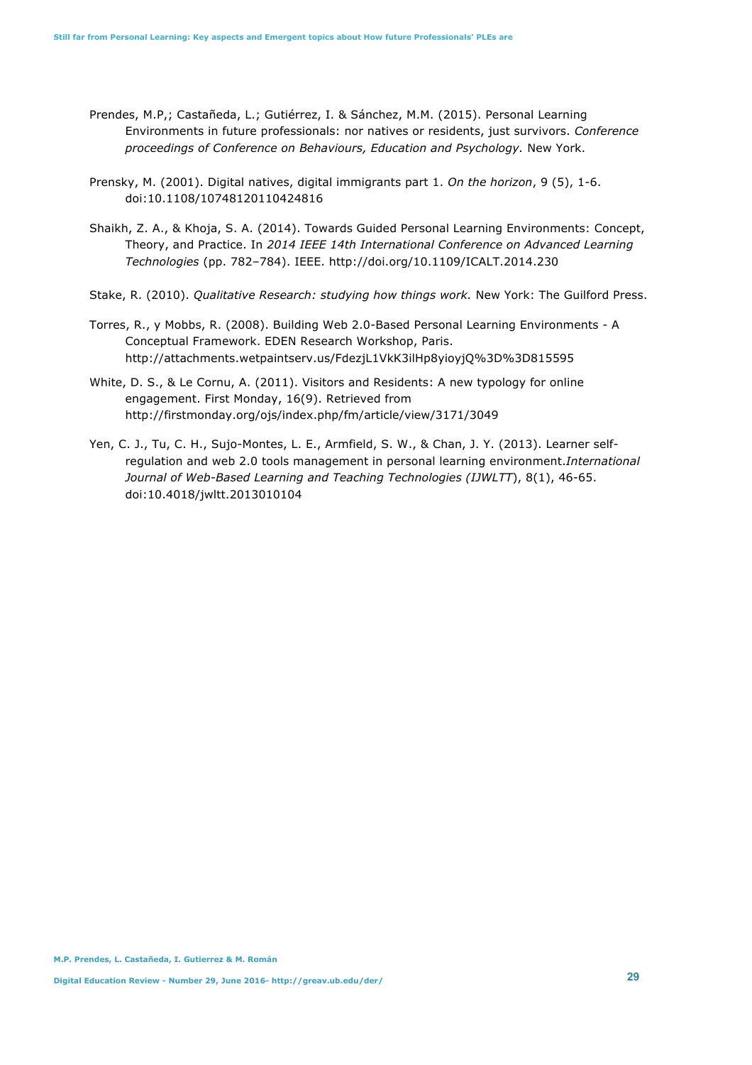Prendes, M.P,; Castañeda, L.; Gutiérrez, I. & Sánchez, M.M. (2015). Personal Learning Environments in future professionals: nor natives or residents, just survivors. *Conference proceedings of Conference on Behaviours, Education and Psychology.* New York.

Prensky, M. (2001). Digital natives, digital immigrants part 1. *On the horizon*, 9 (5), 1-6. doi:10.1108/10748120110424816

Shaikh, Z. A., & Khoja, S. A. (2014). Towards Guided Personal Learning Environments: Concept, Theory, and Practice. In *2014 IEEE 14th International Conference on Advanced Learning Technologies* (pp. 782–784). IEEE. http://doi.org/10.1109/ICALT.2014.230

Stake, R. (2010). *Qualitative Research: studying how things work.* New York: The Guilford Press.

Torres, R., y Mobbs, R. (2008). Building Web 2.0-Based Personal Learning Environments - A Conceptual Framework. EDEN Research Workshop, Paris. http://attachments.wetpaintserv.us/FdezjL1VkK3ilHp8yioyjQ%3D%3D815595

White, D. S., & Le Cornu, A. (2011). Visitors and Residents: A new typology for online engagement. First Monday, 16(9). Retrieved from http://firstmonday.org/ojs/index.php/fm/article/view/3171/3049

Yen, C. J., Tu, C. H., Sujo-Montes, L. E., Armfield, S. W., & Chan, J. Y. (2013). Learner self-regulation and web 2.0 tools management in personal learning environment.*International Journal of Web-Based Learning and Teaching Technologies (IJWLTT*), 8(1), 46-65. doi:10.4018/jwltt.2013010104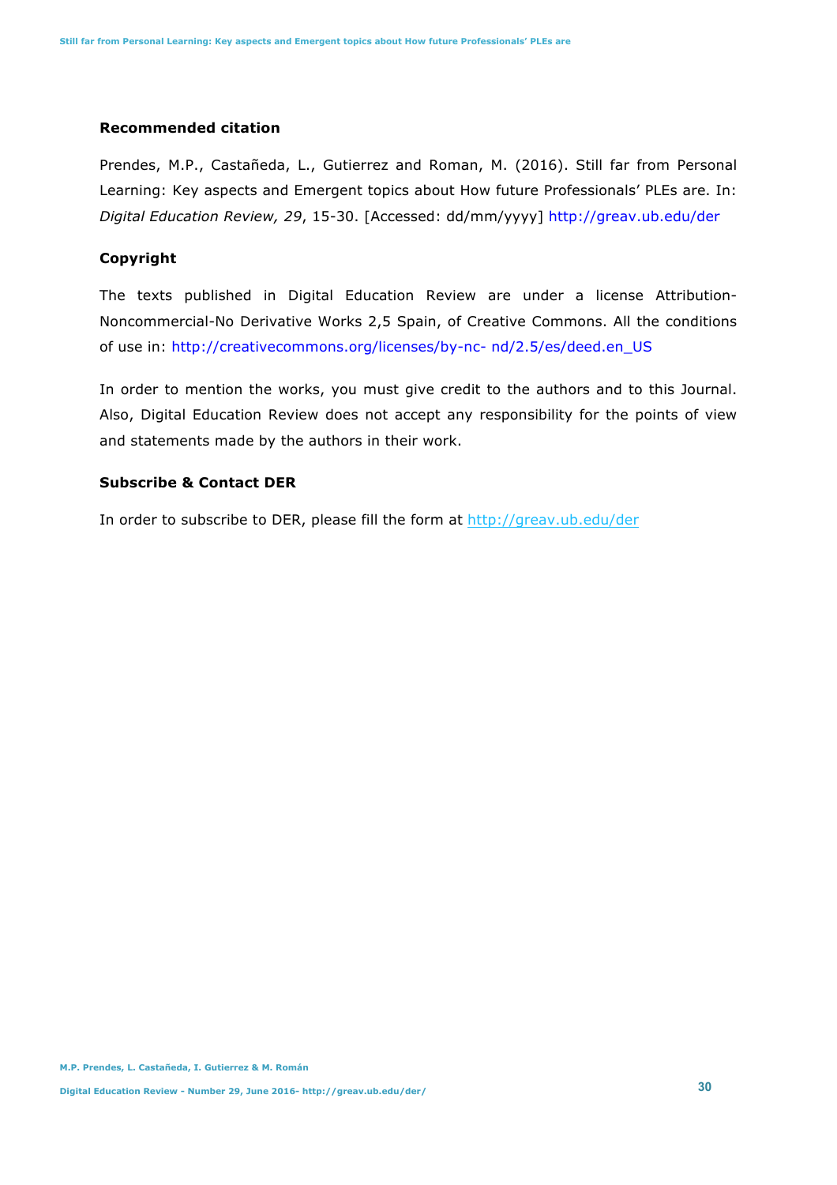**Recommended citation**

Prendes, M.P., Castañeda, L., Gutierrez and Roman, M. (2016). Still far from Personal Learning: Key aspects and Emergent topics about How future Professionals' PLEs are. In: *Digital Education Review, 29*, 15-30. [Accessed: dd/mm/yyyy] http://greav.ub.edu/der

**Copyright**

The texts published in Digital Education Review are under a license Attribution-Noncommercial-No Derivative Works 2,5 Spain, of Creative Commons. All the conditions of use in: http://creativecommons.org/licenses/by-nc- nd/2.5/es/deed.en_US

In order to mention the works, you must give credit to the authors and to this Journal. Also, Digital Education Review does not accept any responsibility for the points of view and statements made by the authors in their work.

**Subscribe & Contact DER**

In order to subscribe to DER, please fill the form at http://greav.ub.edu/der